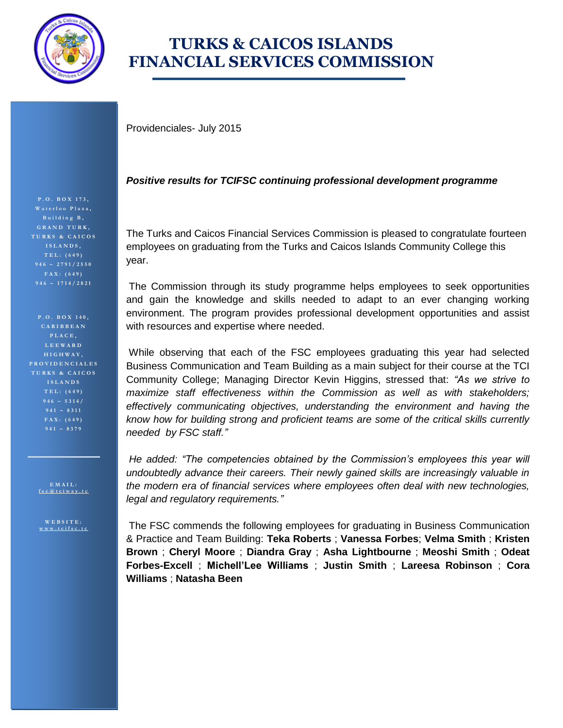# TURKS & CAICOS ISLANDS FINANCIAL SERVICES COMMISSION

P.O. BOX 173,
Waterloo Plaza,
Building B,
GRAND TURK,
TURKS & CAICOS ISLANDS,
TEL: (649) 946 – 2791/2550
FAX: (649) 946 – 1714/2821

P.O. BOX 140,
CARIBBEAN PLACE,
LEEWARD HIGHWAY,
PROVIDENCIALES
TURKS & CAICOS ISLANDS
TEL: (649) 946 – 5314/ 941 – 8311
FAX: (649) 941 – 8379

EMAIL: fsc@tciway.tc

WEBSITE: www.tcifsc.tc

Providenciales- July 2015

***Positive results for TCIFSC continuing professional development programme***

The Turks and Caicos Financial Services Commission is pleased to congratulate fourteen employees on graduating from the Turks and Caicos Islands Community College this year.

The Commission through its study programme helps employees to seek opportunities and gain the knowledge and skills needed to adapt to an ever changing working environment. The program provides professional development opportunities and assist with resources and expertise where needed.

While observing that each of the FSC employees graduating this year had selected Business Communication and Team Building as a main subject for their course at the TCI Community College; Managing Director Kevin Higgins, stressed that: *"As we strive to maximize staff effectiveness within the Commission as well as with stakeholders; effectively communicating objectives, understanding the environment and having the know how for building strong and proficient teams are some of the critical skills currently needed by FSC staff."*

*He added: "The competencies obtained by the Commission's employees this year will undoubtedly advance their careers. Their newly gained skills are increasingly valuable in the modern era of financial services where employees often deal with new technologies, legal and regulatory requirements."*

The FSC commends the following employees for graduating in Business Communication & Practice and Team Building: **Teka Roberts** ; **Vanessa Forbes**; **Velma Smith** ; **Kristen Brown** ; **Cheryl Moore** ; **Diandra Gray** ; **Asha Lightbourne** ; **Meoshi Smith** ; **Odeat Forbes-Excell** ; **Michell'Lee Williams** ; **Justin Smith** ; **Lareesa Robinson** ; **Cora Williams** ; **Natasha Been**